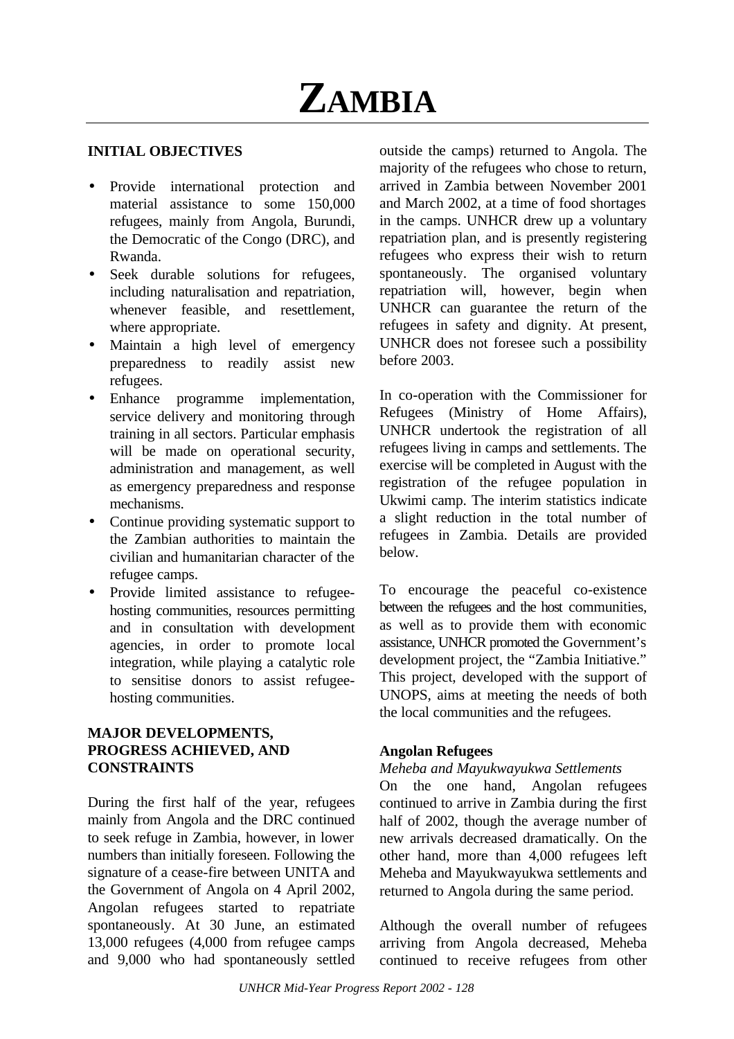# ZAMBIA

## INITIAL OBJECTIVES

- Provide international protection and material assistance to some 150,000 refugees, mainly from Angola, Burundi, the Democratic of the Congo (DRC), and Rwanda.
- Seek durable solutions for refugees, including naturalisation and repatriation, whenever feasible, and resettlement, where appropriate.
- Maintain a high level of emergency preparedness to readily assist new refugees.
- Enhance programme implementation, service delivery and monitoring through training in all sectors. Particular emphasis will be made on operational security, administration and management, as well as emergency preparedness and response mechanisms.
- Continue providing systematic support to the Zambian authorities to maintain the civilian and humanitarian character of the refugee camps.
- Provide limited assistance to refugee-hosting communities, resources permitting and in consultation with development agencies, in order to promote local integration, while playing a catalytic role to sensitise donors to assist refugee-hosting communities.

## MAJOR DEVELOPMENTS, PROGRESS ACHIEVED, AND CONSTRAINTS

During the first half of the year, refugees mainly from Angola and the DRC continued to seek refuge in Zambia, however, in lower numbers than initially foreseen. Following the signature of a cease-fire between UNITA and the Government of Angola on 4 April 2002, Angolan refugees started to repatriate spontaneously. At 30 June, an estimated 13,000 refugees (4,000 from refugee camps and 9,000 who had spontaneously settled outside the camps) returned to Angola. The majority of the refugees who chose to return, arrived in Zambia between November 2001 and March 2002, at a time of food shortages in the camps. UNHCR drew up a voluntary repatriation plan, and is presently registering refugees who express their wish to return spontaneously. The organised voluntary repatriation will, however, begin when UNHCR can guarantee the return of the refugees in safety and dignity. At present, UNHCR does not foresee such a possibility before 2003.

In co-operation with the Commissioner for Refugees (Ministry of Home Affairs), UNHCR undertook the registration of all refugees living in camps and settlements. The exercise will be completed in August with the registration of the refugee population in Ukwimi camp. The interim statistics indicate a slight reduction in the total number of refugees in Zambia. Details are provided below.

To encourage the peaceful co-existence between the refugees and the host communities, as well as to provide them with economic assistance, UNHCR promoted the Government's development project, the "Zambia Initiative." This project, developed with the support of UNOPS, aims at meeting the needs of both the local communities and the refugees.

### Angolan Refugees

*Meheba and Mayukwayukwa Settlements*

On the one hand, Angolan refugees continued to arrive in Zambia during the first half of 2002, though the average number of new arrivals decreased dramatically. On the other hand, more than 4,000 refugees left Meheba and Mayukwayukwa settlements and returned to Angola during the same period.

Although the overall number of refugees arriving from Angola decreased, Meheba continued to receive refugees from other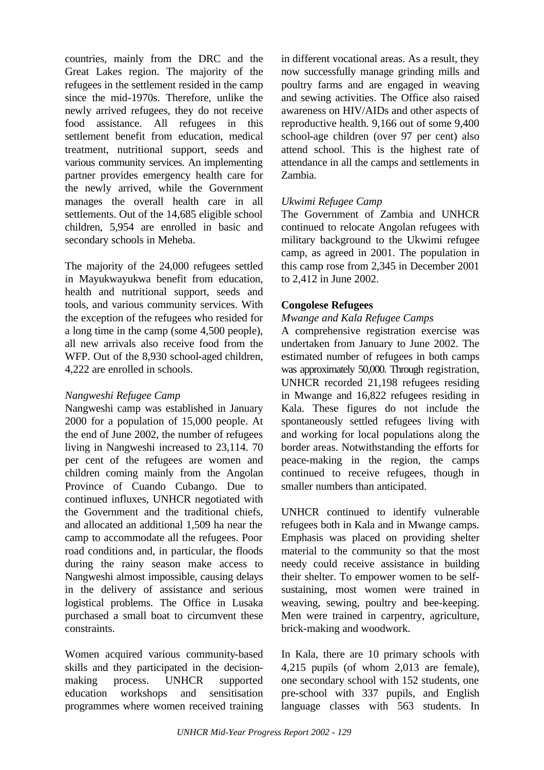countries, mainly from the DRC and the Great Lakes region. The majority of the refugees in the settlement resided in the camp since the mid-1970s. Therefore, unlike the newly arrived refugees, they do not receive food assistance. All refugees in this settlement benefit from education, medical treatment, nutritional support, seeds and various community services. An implementing partner provides emergency health care for the newly arrived, while the Government manages the overall health care in all settlements. Out of the 14,685 eligible school children, 5,954 are enrolled in basic and secondary schools in Meheba.

The majority of the 24,000 refugees settled in Mayukwayukwa benefit from education, health and nutritional support, seeds and tools, and various community services. With the exception of the refugees who resided for a long time in the camp (some 4,500 people), all new arrivals also receive food from the WFP. Out of the 8,930 school-aged children, 4,222 are enrolled in schools.

*Nangweshi Refugee Camp*

Nangweshi camp was established in January 2000 for a population of 15,000 people. At the end of June 2002, the number of refugees living in Nangweshi increased to 23,114. 70 per cent of the refugees are women and children coming mainly from the Angolan Province of Cuando Cubango. Due to continued influxes, UNHCR negotiated with the Government and the traditional chiefs, and allocated an additional 1,509 ha near the camp to accommodate all the refugees. Poor road conditions and, in particular, the floods during the rainy season make access to Nangweshi almost impossible, causing delays in the delivery of assistance and serious logistical problems. The Office in Lusaka purchased a small boat to circumvent these constraints.

Women acquired various community-based skills and they participated in the decision-making process. UNHCR supported education workshops and sensitisation programmes where women received training in different vocational areas. As a result, they now successfully manage grinding mills and poultry farms and are engaged in weaving and sewing activities. The Office also raised awareness on HIV/AIDs and other aspects of reproductive health. 9,166 out of some 9,400 school-age children (over 97 per cent) also attend school. This is the highest rate of attendance in all the camps and settlements in Zambia.

*Ukwimi Refugee Camp*

The Government of Zambia and UNHCR continued to relocate Angolan refugees with military background to the Ukwimi refugee camp, as agreed in 2001. The population in this camp rose from 2,345 in December 2001 to 2,412 in June 2002.

**Congolese Refugees**

*Mwange and Kala Refugee Camps*

A comprehensive registration exercise was undertaken from January to June 2002. The estimated number of refugees in both camps was approximately 50,000. Through registration, UNHCR recorded 21,198 refugees residing in Mwange and 16,822 refugees residing in Kala. These figures do not include the spontaneously settled refugees living with and working for local populations along the border areas. Notwithstanding the efforts for peace-making in the region, the camps continued to receive refugees, though in smaller numbers than anticipated.

UNHCR continued to identify vulnerable refugees both in Kala and in Mwange camps. Emphasis was placed on providing shelter material to the community so that the most needy could receive assistance in building their shelter. To empower women to be self-sustaining, most women were trained in weaving, sewing, poultry and bee-keeping. Men were trained in carpentry, agriculture, brick-making and woodwork.

In Kala, there are 10 primary schools with 4,215 pupils (of whom 2,013 are female), one secondary school with 152 students, one pre-school with 337 pupils, and English language classes with 563 students. In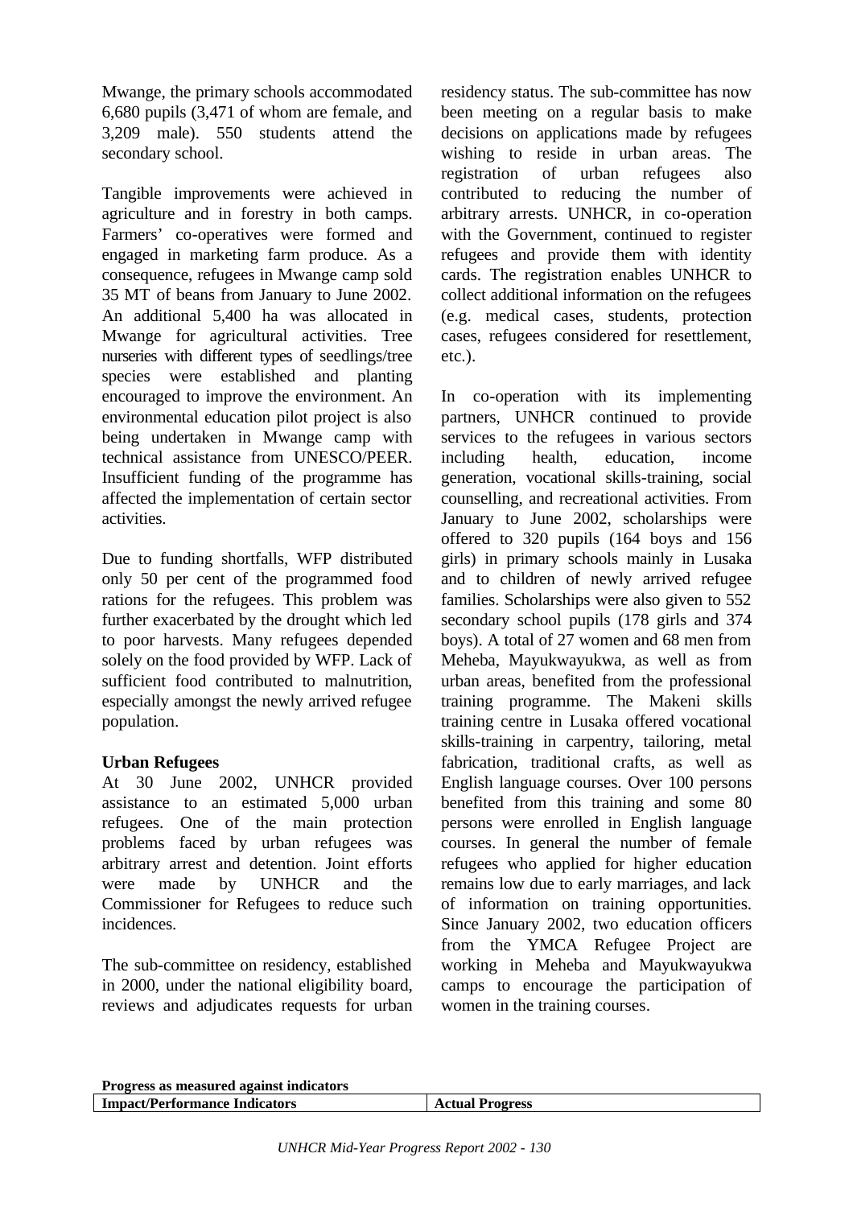Mwange, the primary schools accommodated 6,680 pupils (3,471 of whom are female, and 3,209 male). 550 students attend the secondary school.

Tangible improvements were achieved in agriculture and in forestry in both camps. Farmers' co-operatives were formed and engaged in marketing farm produce. As a consequence, refugees in Mwange camp sold 35 MT of beans from January to June 2002. An additional 5,400 ha was allocated in Mwange for agricultural activities. Tree nurseries with different types of seedlings/tree species were established and planting encouraged to improve the environment. An environmental education pilot project is also being undertaken in Mwange camp with technical assistance from UNESCO/PEER. Insufficient funding of the programme has affected the implementation of certain sector activities.

Due to funding shortfalls, WFP distributed only 50 per cent of the programmed food rations for the refugees. This problem was further exacerbated by the drought which led to poor harvests. Many refugees depended solely on the food provided by WFP. Lack of sufficient food contributed to malnutrition, especially amongst the newly arrived refugee population.

**Urban Refugees**

At 30 June 2002, UNHCR provided assistance to an estimated 5,000 urban refugees. One of the main protection problems faced by urban refugees was arbitrary arrest and detention. Joint efforts were made by UNHCR and the Commissioner for Refugees to reduce such incidences.

The sub-committee on residency, established in 2000, under the national eligibility board, reviews and adjudicates requests for urban residency status. The sub-committee has now been meeting on a regular basis to make decisions on applications made by refugees wishing to reside in urban areas. The registration of urban refugees also contributed to reducing the number of arbitrary arrests. UNHCR, in co-operation with the Government, continued to register refugees and provide them with identity cards. The registration enables UNHCR to collect additional information on the refugees (e.g. medical cases, students, protection cases, refugees considered for resettlement, etc.).

In co-operation with its implementing partners, UNHCR continued to provide services to the refugees in various sectors including health, education, income generation, vocational skills-training, social counselling, and recreational activities. From January to June 2002, scholarships were offered to 320 pupils (164 boys and 156 girls) in primary schools mainly in Lusaka and to children of newly arrived refugee families. Scholarships were also given to 552 secondary school pupils (178 girls and 374 boys). A total of 27 women and 68 men from Meheba, Mayukwayukwa, as well as from urban areas, benefited from the professional training programme. The Makeni skills training centre in Lusaka offered vocational skills-training in carpentry, tailoring, metal fabrication, traditional crafts, as well as English language courses. Over 100 persons benefited from this training and some 80 persons were enrolled in English language courses. In general the number of female refugees who applied for higher education remains low due to early marriages, and lack of information on training opportunities. Since January 2002, two education officers from the YMCA Refugee Project are working in Meheba and Mayukwayukwa camps to encourage the participation of women in the training courses.

**Progress as measured against indicators**

| Impact/Performance Indicators | Actual Progress |
|---|---|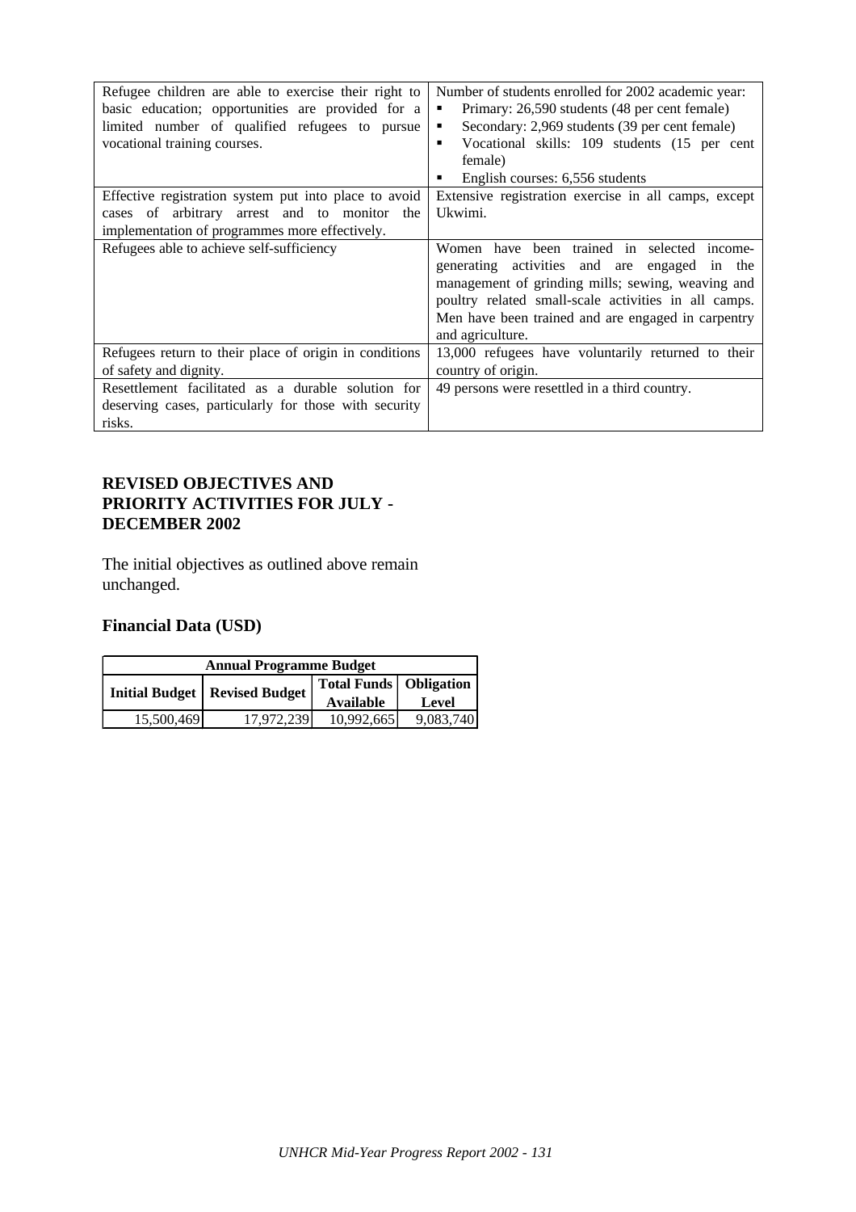| | |
|---|---|
| Refugee children are able to exercise their right to basic education; opportunities are provided for a limited number of qualified refugees to pursue vocational training courses. | Number of students enrolled for 2002 academic year:<br>▪ Primary: 26,590 students (48 per cent female)<br>▪ Secondary: 2,969 students (39 per cent female)<br>▪ Vocational skills: 109 students (15 per cent female)<br>▪ English courses: 6,556 students |
| Effective registration system put into place to avoid cases of arbitrary arrest and to monitor the implementation of programmes more effectively. | Extensive registration exercise in all camps, except Ukwimi. |
| Refugees able to achieve self-sufficiency | Women have been trained in selected income-generating activities and are engaged in the management of grinding mills; sewing, weaving and poultry related small-scale activities in all camps. Men have been trained and are engaged in carpentry and agriculture. |
| Refugees return to their place of origin in conditions of safety and dignity. | 13,000 refugees have voluntarily returned to their country of origin. |
| Resettlement facilitated as a durable solution for deserving cases, particularly for those with security risks. | 49 persons were resettled in a third country. |

### REVISED OBJECTIVES AND PRIORITY ACTIVITIES FOR JULY - DECEMBER 2002

The initial objectives as outlined above remain unchanged.

### Financial Data (USD)

| Annual Programme Budget | | | |
|---|---|---|---|
| Initial Budget | Revised Budget | Total Funds Available | Obligation Level |
| 15,500,469 | 17,972,239 | 10,992,665 | 9,083,740 |